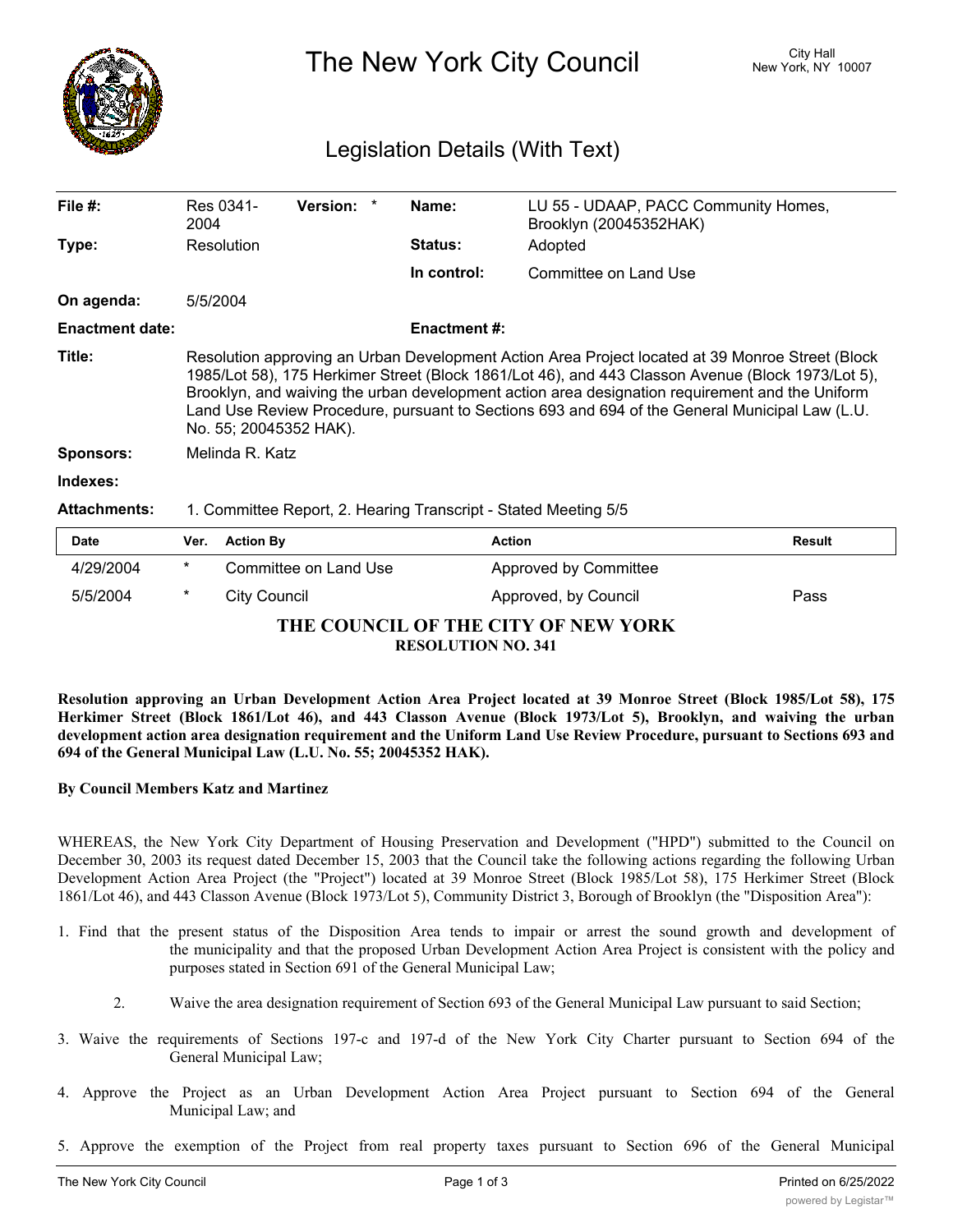# The New York City Council

City Hall
New York, NY 10007

## Legislation Details (With Text)

| | | | |
|---|---|---|---|
| **File #:** | Res 0341-2004 **Version:** * | **Name:** | LU 55 - UDAAP, PACC Community Homes, Brooklyn (20045352HAK) |
| **Type:** | Resolution | **Status:** | Adopted |
| | | **In control:** | Committee on Land Use |
| **On agenda:** | 5/5/2004 | | |
| **Enactment date:** | | **Enactment #:** | |

**Title:** Resolution approving an Urban Development Action Area Project located at 39 Monroe Street (Block 1985/Lot 58), 175 Herkimer Street (Block 1861/Lot 46), and 443 Classon Avenue (Block 1973/Lot 5), Brooklyn, and waiving the urban development action area designation requirement and the Uniform Land Use Review Procedure, pursuant to Sections 693 and 694 of the General Municipal Law (L.U. No. 55; 20045352 HAK).

**Sponsors:** Melinda R. Katz

**Indexes:**

**Attachments:** 1. Committee Report, 2. Hearing Transcript - Stated Meeting 5/5

| Date | Ver. | Action By | Action | Result |
|---|---|---|---|---|
| 4/29/2004 | * | Committee on Land Use | Approved by Committee | |
| 5/5/2004 | * | City Council | Approved, by Council | Pass |

**THE COUNCIL OF THE CITY OF NEW YORK**
**RESOLUTION NO. 341**

**Resolution approving an Urban Development Action Area Project located at 39 Monroe Street (Block 1985/Lot 58), 175 Herkimer Street (Block 1861/Lot 46), and 443 Classon Avenue (Block 1973/Lot 5), Brooklyn, and waiving the urban development action area designation requirement and the Uniform Land Use Review Procedure, pursuant to Sections 693 and 694 of the General Municipal Law (L.U. No. 55; 20045352 HAK).**

**By Council Members Katz and Martinez**

WHEREAS, the New York City Department of Housing Preservation and Development ("HPD") submitted to the Council on December 30, 2003 its request dated December 15, 2003 that the Council take the following actions regarding the following Urban Development Action Area Project (the "Project") located at 39 Monroe Street (Block 1985/Lot 58), 175 Herkimer Street (Block 1861/Lot 46), and 443 Classon Avenue (Block 1973/Lot 5), Community District 3, Borough of Brooklyn (the "Disposition Area"):

1. Find that the present status of the Disposition Area tends to impair or arrest the sound growth and development of the municipality and that the proposed Urban Development Action Area Project is consistent with the policy and purposes stated in Section 691 of the General Municipal Law;

2. Waive the area designation requirement of Section 693 of the General Municipal Law pursuant to said Section;

3. Waive the requirements of Sections 197-c and 197-d of the New York City Charter pursuant to Section 694 of the General Municipal Law;

4. Approve the Project as an Urban Development Action Area Project pursuant to Section 694 of the General Municipal Law; and

5. Approve the exemption of the Project from real property taxes pursuant to Section 696 of the General Municipal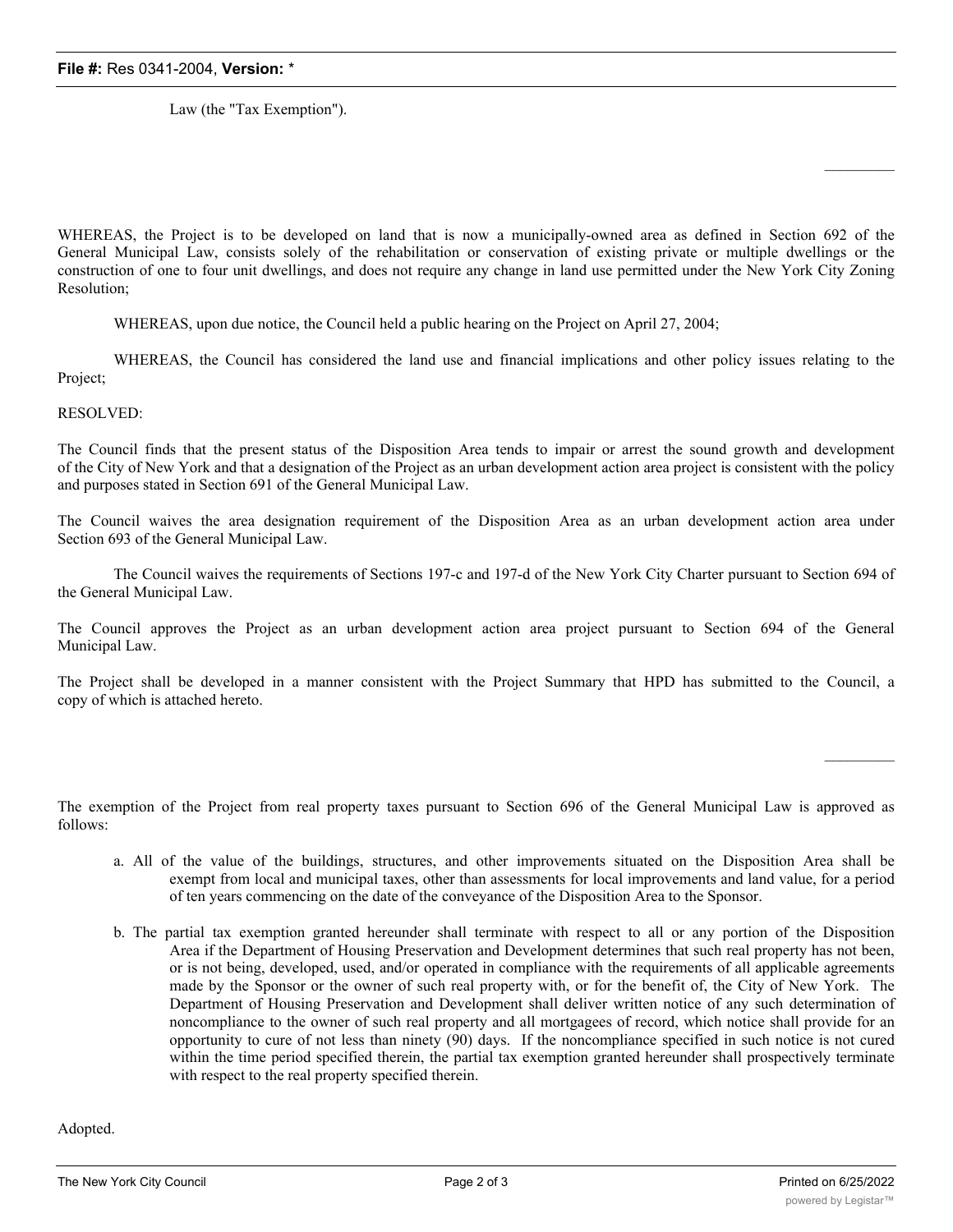Law (the "Tax Exemption").

WHEREAS, the Project is to be developed on land that is now a municipally-owned area as defined in Section 692 of the General Municipal Law, consists solely of the rehabilitation or conservation of existing private or multiple dwellings or the construction of one to four unit dwellings, and does not require any change in land use permitted under the New York City Zoning Resolution;

WHEREAS, upon due notice, the Council held a public hearing on the Project on April 27, 2004;

WHEREAS, the Council has considered the land use and financial implications and other policy issues relating to the Project;

RESOLVED:

The Council finds that the present status of the Disposition Area tends to impair or arrest the sound growth and development of the City of New York and that a designation of the Project as an urban development action area project is consistent with the policy and purposes stated in Section 691 of the General Municipal Law.

The Council waives the area designation requirement of the Disposition Area as an urban development action area under Section 693 of the General Municipal Law.

The Council waives the requirements of Sections 197-c and 197-d of the New York City Charter pursuant to Section 694 of the General Municipal Law.

The Council approves the Project as an urban development action area project pursuant to Section 694 of the General Municipal Law.

The Project shall be developed in a manner consistent with the Project Summary that HPD has submitted to the Council, a copy of which is attached hereto.

The exemption of the Project from real property taxes pursuant to Section 696 of the General Municipal Law is approved as follows:

a. All of the value of the buildings, structures, and other improvements situated on the Disposition Area shall be exempt from local and municipal taxes, other than assessments for local improvements and land value, for a period of ten years commencing on the date of the conveyance of the Disposition Area to the Sponsor.

b. The partial tax exemption granted hereunder shall terminate with respect to all or any portion of the Disposition Area if the Department of Housing Preservation and Development determines that such real property has not been, or is not being, developed, used, and/or operated in compliance with the requirements of all applicable agreements made by the Sponsor or the owner of such real property with, or for the benefit of, the City of New York. The Department of Housing Preservation and Development shall deliver written notice of any such determination of noncompliance to the owner of such real property and all mortgagees of record, which notice shall provide for an opportunity to cure of not less than ninety (90) days. If the noncompliance specified in such notice is not cured within the time period specified therein, the partial tax exemption granted hereunder shall prospectively terminate with respect to the real property specified therein.

Adopted.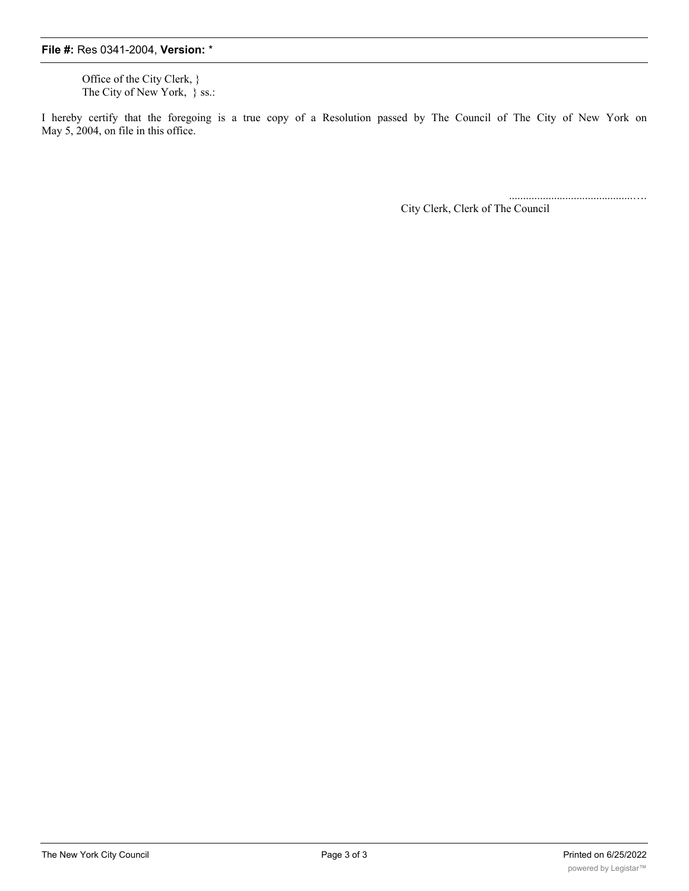Office of the City Clerk, }
The City of New York, } ss.:

I hereby certify that the foregoing is a true copy of a Resolution passed by The Council of The City of New York on May 5, 2004, on file in this office.

..............................................…
City Clerk, Clerk of The Council